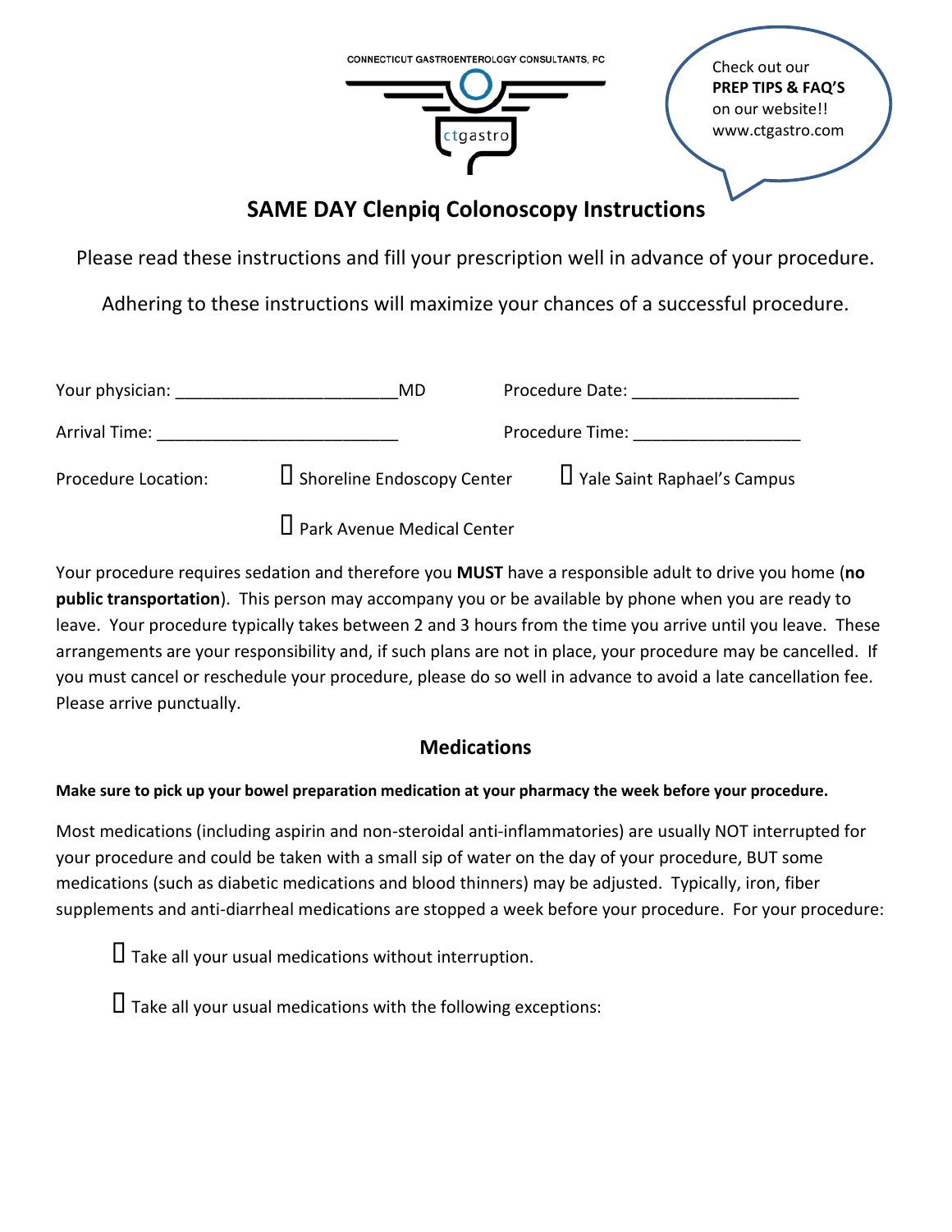CONNECTICUT GASTROENTEROLOGY CONSULTANTS, PC

ctgastro

Check out our **PREP TIPS & FAQ'S** on our website!! www.ctgastro.com

# SAME DAY Clenpiq Colonoscopy Instructions

Please read these instructions and fill your prescription well in advance of your procedure.

Adhering to these instructions will maximize your chances of a successful procedure.

Your physician: ________________________MD Procedure Date: __________________

Arrival Time: __________________________ Procedure Time: __________________

Procedure Location: ☐ Shoreline Endoscopy Center ☐ Yale Saint Raphael's Campus

☐ Park Avenue Medical Center

Your procedure requires sedation and therefore you **MUST** have a responsible adult to drive you home (**no public transportation**). This person may accompany you or be available by phone when you are ready to leave. Your procedure typically takes between 2 and 3 hours from the time you arrive until you leave. These arrangements are your responsibility and, if such plans are not in place, your procedure may be cancelled. If you must cancel or reschedule your procedure, please do so well in advance to avoid a late cancellation fee. Please arrive punctually.

## Medications

**Make sure to pick up your bowel preparation medication at your pharmacy the week before your procedure.**

Most medications (including aspirin and non-steroidal anti-inflammatories) are usually NOT interrupted for your procedure and could be taken with a small sip of water on the day of your procedure, BUT some medications (such as diabetic medications and blood thinners) may be adjusted. Typically, iron, fiber supplements and anti-diarrheal medications are stopped a week before your procedure. For your procedure:

☐ Take all your usual medications without interruption.

☐ Take all your usual medications with the following exceptions: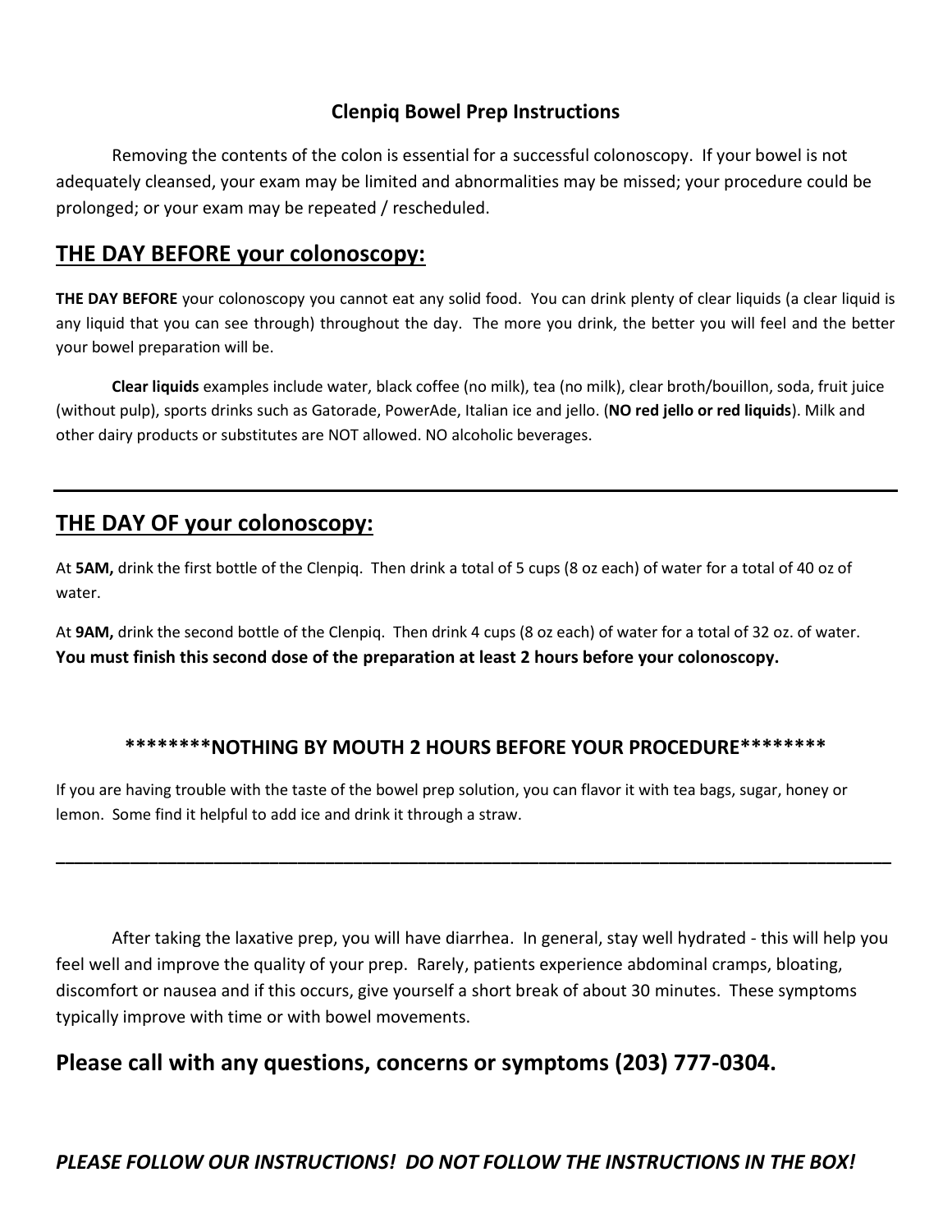## Clenpiq Bowel Prep Instructions

Removing the contents of the colon is essential for a successful colonoscopy. If your bowel is not adequately cleansed, your exam may be limited and abnormalities may be missed; your procedure could be prolonged; or your exam may be repeated / rescheduled.

## THE DAY BEFORE your colonoscopy:

**THE DAY BEFORE** your colonoscopy you cannot eat any solid food. You can drink plenty of clear liquids (a clear liquid is any liquid that you can see through) throughout the day. The more you drink, the better you will feel and the better your bowel preparation will be.

**Clear liquids** examples include water, black coffee (no milk), tea (no milk), clear broth/bouillon, soda, fruit juice (without pulp), sports drinks such as Gatorade, PowerAde, Italian ice and jello. (**NO red jello or red liquids**). Milk and other dairy products or substitutes are NOT allowed. NO alcoholic beverages.

---

## THE DAY OF your colonoscopy:

At **5AM,** drink the first bottle of the Clenpiq. Then drink a total of 5 cups (8 oz each) of water for a total of 40 oz of water.

At **9AM,** drink the second bottle of the Clenpiq. Then drink 4 cups (8 oz each) of water for a total of 32 oz. of water. **You must finish this second dose of the preparation at least 2 hours before your colonoscopy.**

**********NOTHING BY MOUTH 2 HOURS BEFORE YOUR PROCEDURE**********

If you are having trouble with the taste of the bowel prep solution, you can flavor it with tea bags, sugar, honey or lemon. Some find it helpful to add ice and drink it through a straw.

---

After taking the laxative prep, you will have diarrhea. In general, stay well hydrated - this will help you feel well and improve the quality of your prep. Rarely, patients experience abdominal cramps, bloating, discomfort or nausea and if this occurs, give yourself a short break of about 30 minutes. These symptoms typically improve with time or with bowel movements.

## Please call with any questions, concerns or symptoms (203) 777-0304.

***PLEASE FOLLOW OUR INSTRUCTIONS! DO NOT FOLLOW THE INSTRUCTIONS IN THE BOX!***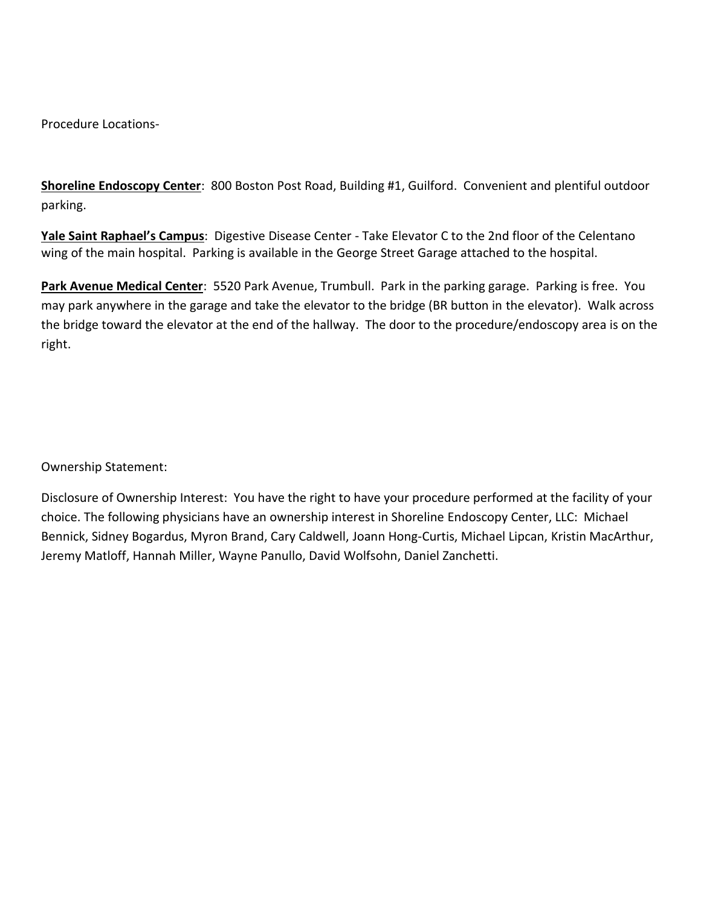Procedure Locations-

**Shoreline Endoscopy Center**: 800 Boston Post Road, Building #1, Guilford. Convenient and plentiful outdoor parking.

**Yale Saint Raphael's Campus**: Digestive Disease Center - Take Elevator C to the 2nd floor of the Celentano wing of the main hospital. Parking is available in the George Street Garage attached to the hospital.

**Park Avenue Medical Center**: 5520 Park Avenue, Trumbull. Park in the parking garage. Parking is free. You may park anywhere in the garage and take the elevator to the bridge (BR button in the elevator). Walk across the bridge toward the elevator at the end of the hallway. The door to the procedure/endoscopy area is on the right.

Ownership Statement:

Disclosure of Ownership Interest: You have the right to have your procedure performed at the facility of your choice. The following physicians have an ownership interest in Shoreline Endoscopy Center, LLC: Michael Bennick, Sidney Bogardus, Myron Brand, Cary Caldwell, Joann Hong-Curtis, Michael Lipcan, Kristin MacArthur, Jeremy Matloff, Hannah Miller, Wayne Panullo, David Wolfsohn, Daniel Zanchetti.